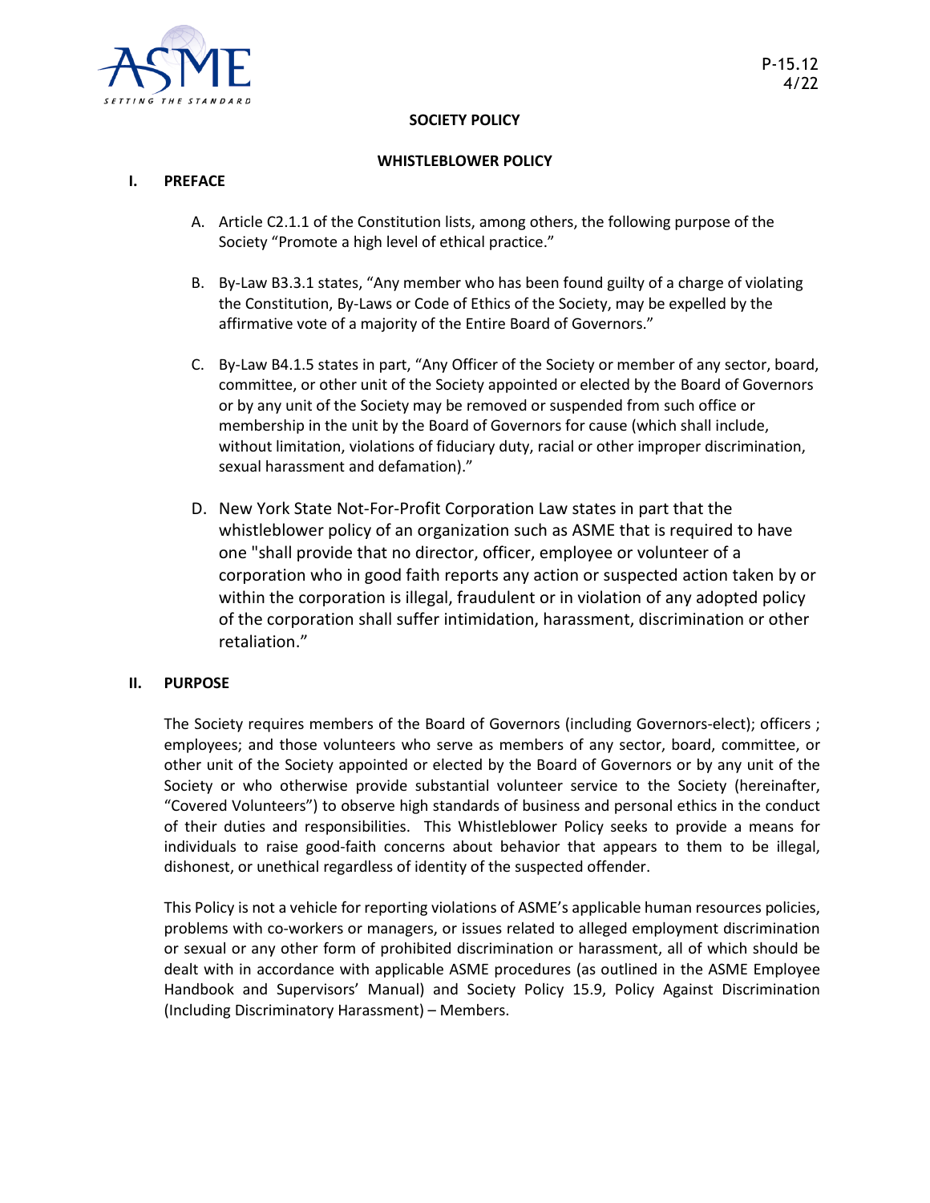P-15.12
4/22

**SOCIETY POLICY**

**WHISTLEBLOWER POLICY**

## I. PREFACE

A. Article C2.1.1 of the Constitution lists, among others, the following purpose of the Society "Promote a high level of ethical practice."

B. By-Law B3.3.1 states, "Any member who has been found guilty of a charge of violating the Constitution, By-Laws or Code of Ethics of the Society, may be expelled by the affirmative vote of a majority of the Entire Board of Governors."

C. By-Law B4.1.5 states in part, "Any Officer of the Society or member of any sector, board, committee, or other unit of the Society appointed or elected by the Board of Governors or by any unit of the Society may be removed or suspended from such office or membership in the unit by the Board of Governors for cause (which shall include, without limitation, violations of fiduciary duty, racial or other improper discrimination, sexual harassment and defamation)."

D. New York State Not-For-Profit Corporation Law states in part that the whistleblower policy of an organization such as ASME that is required to have one "shall provide that no director, officer, employee or volunteer of a corporation who in good faith reports any action or suspected action taken by or within the corporation is illegal, fraudulent or in violation of any adopted policy of the corporation shall suffer intimidation, harassment, discrimination or other retaliation."

## II. PURPOSE

The Society requires members of the Board of Governors (including Governors-elect); officers ; employees; and those volunteers who serve as members of any sector, board, committee, or other unit of the Society appointed or elected by the Board of Governors or by any unit of the Society or who otherwise provide substantial volunteer service to the Society (hereinafter, "Covered Volunteers") to observe high standards of business and personal ethics in the conduct of their duties and responsibilities. This Whistleblower Policy seeks to provide a means for individuals to raise good-faith concerns about behavior that appears to them to be illegal, dishonest, or unethical regardless of identity of the suspected offender.

This Policy is not a vehicle for reporting violations of ASME's applicable human resources policies, problems with co-workers or managers, or issues related to alleged employment discrimination or sexual or any other form of prohibited discrimination or harassment, all of which should be dealt with in accordance with applicable ASME procedures (as outlined in the ASME Employee Handbook and Supervisors' Manual) and Society Policy 15.9, Policy Against Discrimination (Including Discriminatory Harassment) – Members.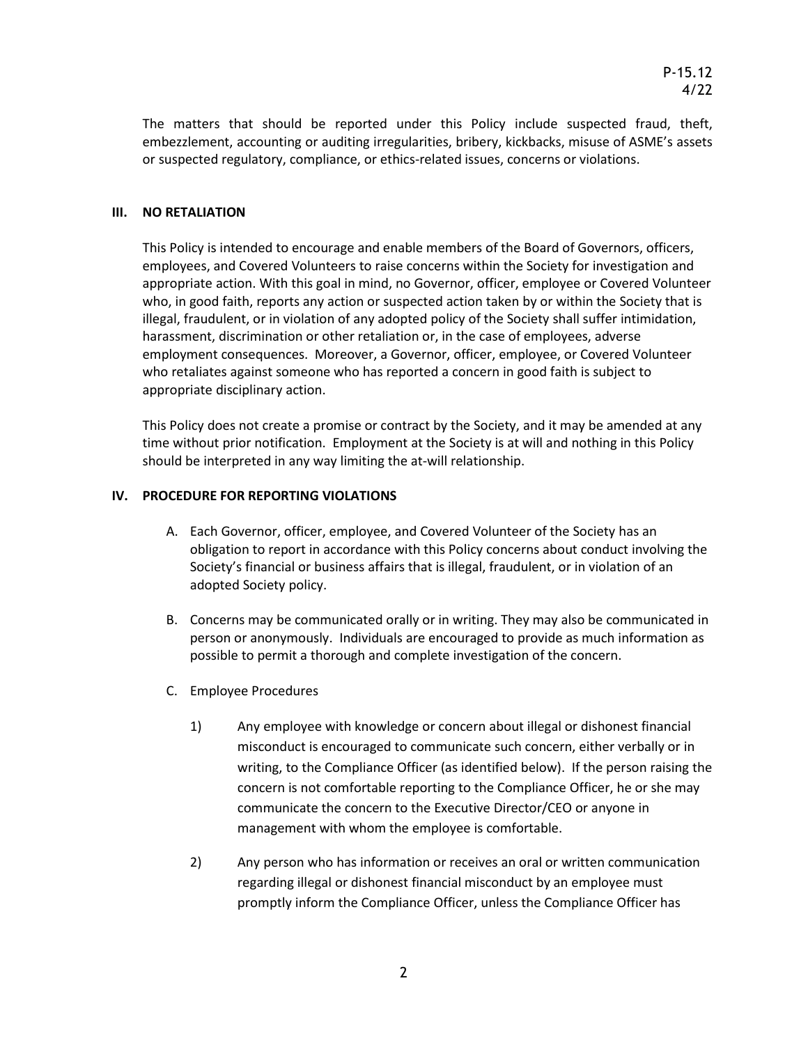The matters that should be reported under this Policy include suspected fraud, theft, embezzlement, accounting or auditing irregularities, bribery, kickbacks, misuse of ASME's assets or suspected regulatory, compliance, or ethics-related issues, concerns or violations.

## III. NO RETALIATION

This Policy is intended to encourage and enable members of the Board of Governors, officers, employees, and Covered Volunteers to raise concerns within the Society for investigation and appropriate action. With this goal in mind, no Governor, officer, employee or Covered Volunteer who, in good faith, reports any action or suspected action taken by or within the Society that is illegal, fraudulent, or in violation of any adopted policy of the Society shall suffer intimidation, harassment, discrimination or other retaliation or, in the case of employees, adverse employment consequences. Moreover, a Governor, officer, employee, or Covered Volunteer who retaliates against someone who has reported a concern in good faith is subject to appropriate disciplinary action.

This Policy does not create a promise or contract by the Society, and it may be amended at any time without prior notification. Employment at the Society is at will and nothing in this Policy should be interpreted in any way limiting the at-will relationship.

## IV. PROCEDURE FOR REPORTING VIOLATIONS

A. Each Governor, officer, employee, and Covered Volunteer of the Society has an obligation to report in accordance with this Policy concerns about conduct involving the Society's financial or business affairs that is illegal, fraudulent, or in violation of an adopted Society policy.

B. Concerns may be communicated orally or in writing. They may also be communicated in person or anonymously. Individuals are encouraged to provide as much information as possible to permit a thorough and complete investigation of the concern.

C. Employee Procedures

1) Any employee with knowledge or concern about illegal or dishonest financial misconduct is encouraged to communicate such concern, either verbally or in writing, to the Compliance Officer (as identified below). If the person raising the concern is not comfortable reporting to the Compliance Officer, he or she may communicate the concern to the Executive Director/CEO or anyone in management with whom the employee is comfortable.

2) Any person who has information or receives an oral or written communication regarding illegal or dishonest financial misconduct by an employee must promptly inform the Compliance Officer, unless the Compliance Officer has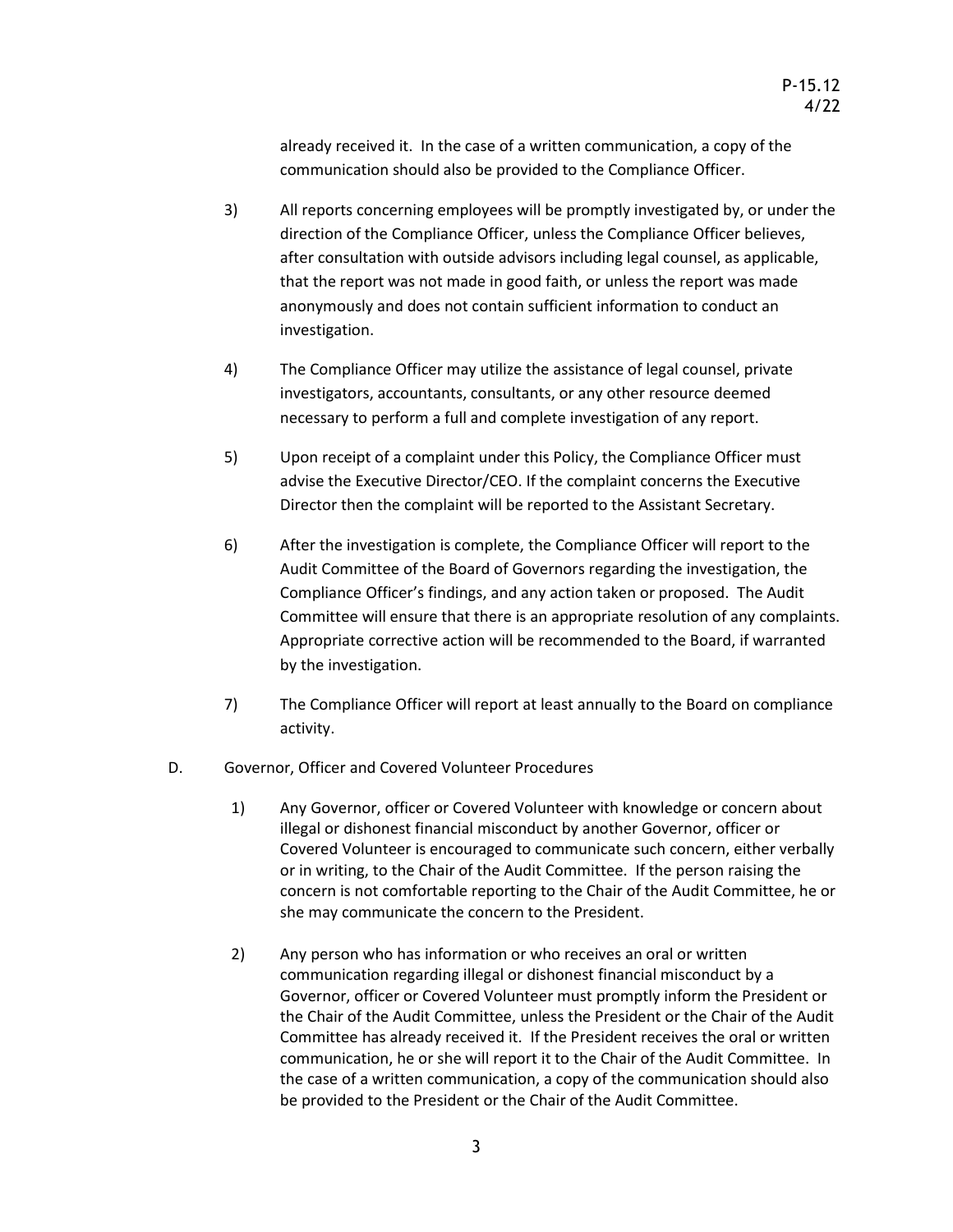already received it. In the case of a written communication, a copy of the communication should also be provided to the Compliance Officer.

3) All reports concerning employees will be promptly investigated by, or under the direction of the Compliance Officer, unless the Compliance Officer believes, after consultation with outside advisors including legal counsel, as applicable, that the report was not made in good faith, or unless the report was made anonymously and does not contain sufficient information to conduct an investigation.

4) The Compliance Officer may utilize the assistance of legal counsel, private investigators, accountants, consultants, or any other resource deemed necessary to perform a full and complete investigation of any report.

5) Upon receipt of a complaint under this Policy, the Compliance Officer must advise the Executive Director/CEO. If the complaint concerns the Executive Director then the complaint will be reported to the Assistant Secretary.

6) After the investigation is complete, the Compliance Officer will report to the Audit Committee of the Board of Governors regarding the investigation, the Compliance Officer's findings, and any action taken or proposed. The Audit Committee will ensure that there is an appropriate resolution of any complaints. Appropriate corrective action will be recommended to the Board, if warranted by the investigation.

7) The Compliance Officer will report at least annually to the Board on compliance activity.

D. Governor, Officer and Covered Volunteer Procedures

1) Any Governor, officer or Covered Volunteer with knowledge or concern about illegal or dishonest financial misconduct by another Governor, officer or Covered Volunteer is encouraged to communicate such concern, either verbally or in writing, to the Chair of the Audit Committee. If the person raising the concern is not comfortable reporting to the Chair of the Audit Committee, he or she may communicate the concern to the President.

2) Any person who has information or who receives an oral or written communication regarding illegal or dishonest financial misconduct by a Governor, officer or Covered Volunteer must promptly inform the President or the Chair of the Audit Committee, unless the President or the Chair of the Audit Committee has already received it. If the President receives the oral or written communication, he or she will report it to the Chair of the Audit Committee. In the case of a written communication, a copy of the communication should also be provided to the President or the Chair of the Audit Committee.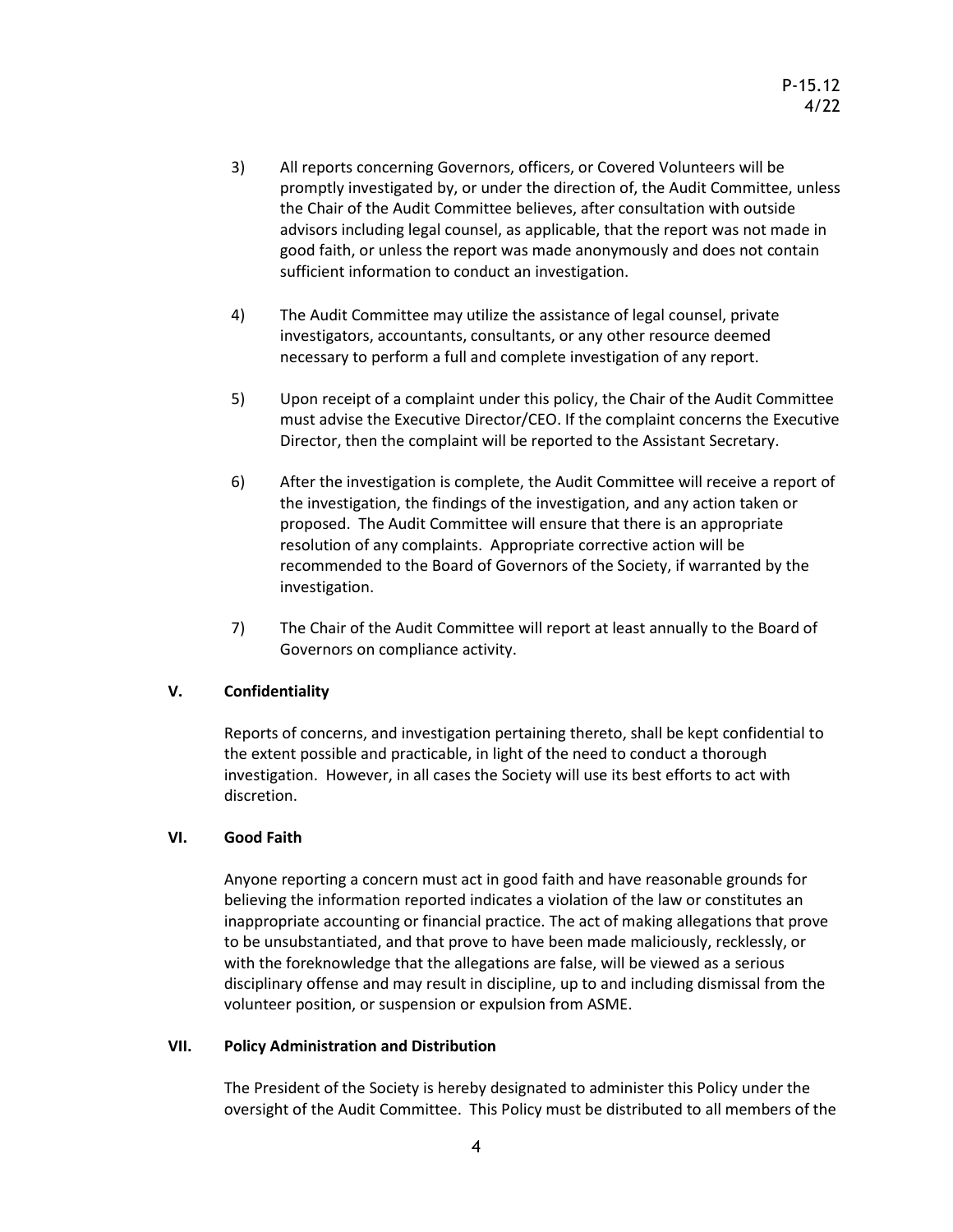3) All reports concerning Governors, officers, or Covered Volunteers will be promptly investigated by, or under the direction of, the Audit Committee, unless the Chair of the Audit Committee believes, after consultation with outside advisors including legal counsel, as applicable, that the report was not made in good faith, or unless the report was made anonymously and does not contain sufficient information to conduct an investigation.

4) The Audit Committee may utilize the assistance of legal counsel, private investigators, accountants, consultants, or any other resource deemed necessary to perform a full and complete investigation of any report.

5) Upon receipt of a complaint under this policy, the Chair of the Audit Committee must advise the Executive Director/CEO. If the complaint concerns the Executive Director, then the complaint will be reported to the Assistant Secretary.

6) After the investigation is complete, the Audit Committee will receive a report of the investigation, the findings of the investigation, and any action taken or proposed. The Audit Committee will ensure that there is an appropriate resolution of any complaints. Appropriate corrective action will be recommended to the Board of Governors of the Society, if warranted by the investigation.

7) The Chair of the Audit Committee will report at least annually to the Board of Governors on compliance activity.

## V. Confidentiality

Reports of concerns, and investigation pertaining thereto, shall be kept confidential to the extent possible and practicable, in light of the need to conduct a thorough investigation. However, in all cases the Society will use its best efforts to act with discretion.

## VI. Good Faith

Anyone reporting a concern must act in good faith and have reasonable grounds for believing the information reported indicates a violation of the law or constitutes an inappropriate accounting or financial practice. The act of making allegations that prove to be unsubstantiated, and that prove to have been made maliciously, recklessly, or with the foreknowledge that the allegations are false, will be viewed as a serious disciplinary offense and may result in discipline, up to and including dismissal from the volunteer position, or suspension or expulsion from ASME.

## VII. Policy Administration and Distribution

The President of the Society is hereby designated to administer this Policy under the oversight of the Audit Committee. This Policy must be distributed to all members of the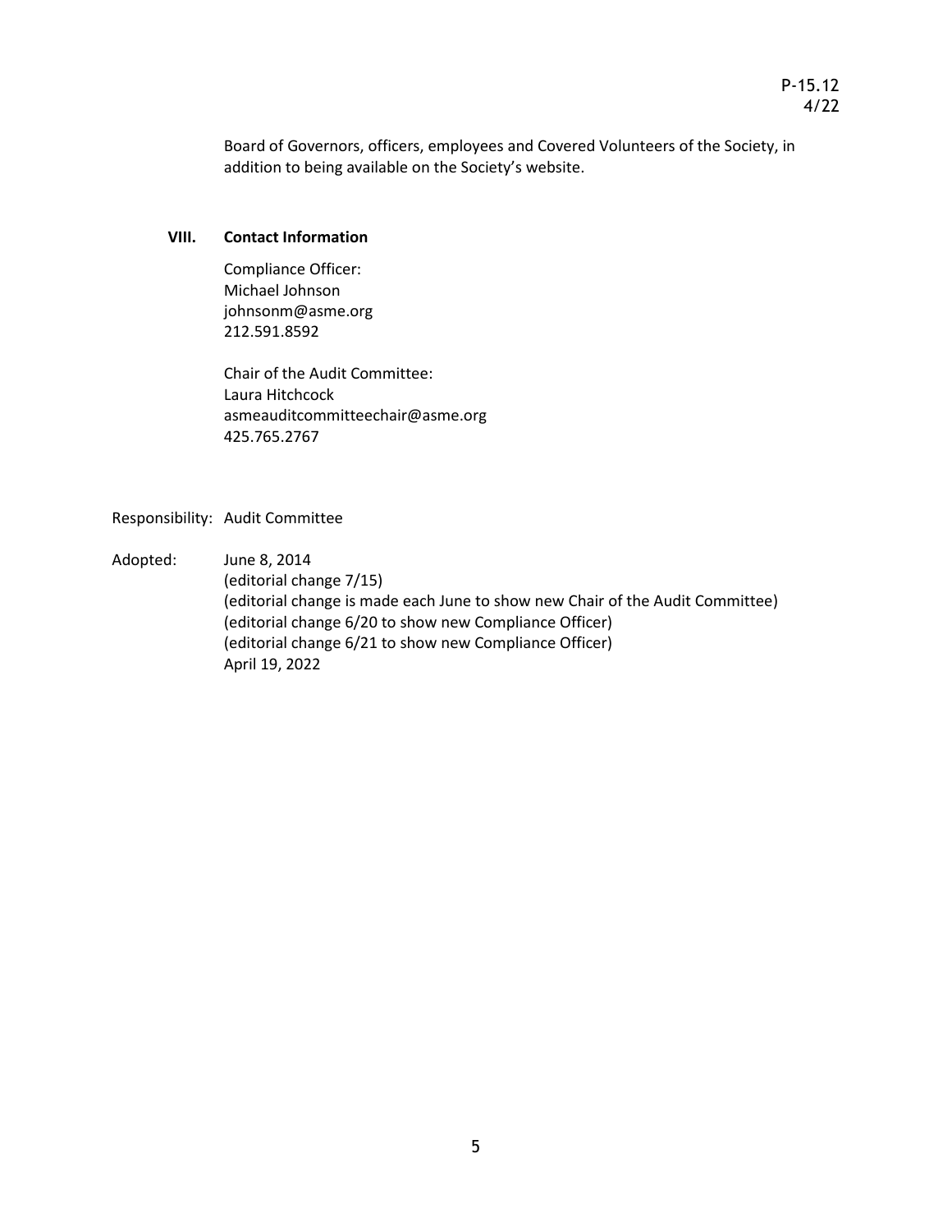Board of Governors, officers, employees and Covered Volunteers of the Society, in addition to being available on the Society's website.

### VIII. Contact Information

Compliance Officer:
Michael Johnson
johnsonm@asme.org
212.591.8592

Chair of the Audit Committee:
Laura Hitchcock
asmeauditcommitteechair@asme.org
425.765.2767

Responsibility: Audit Committee

Adopted: June 8, 2014
(editorial change 7/15)
(editorial change is made each June to show new Chair of the Audit Committee)
(editorial change 6/20 to show new Compliance Officer)
(editorial change 6/21 to show new Compliance Officer)
April 19, 2022